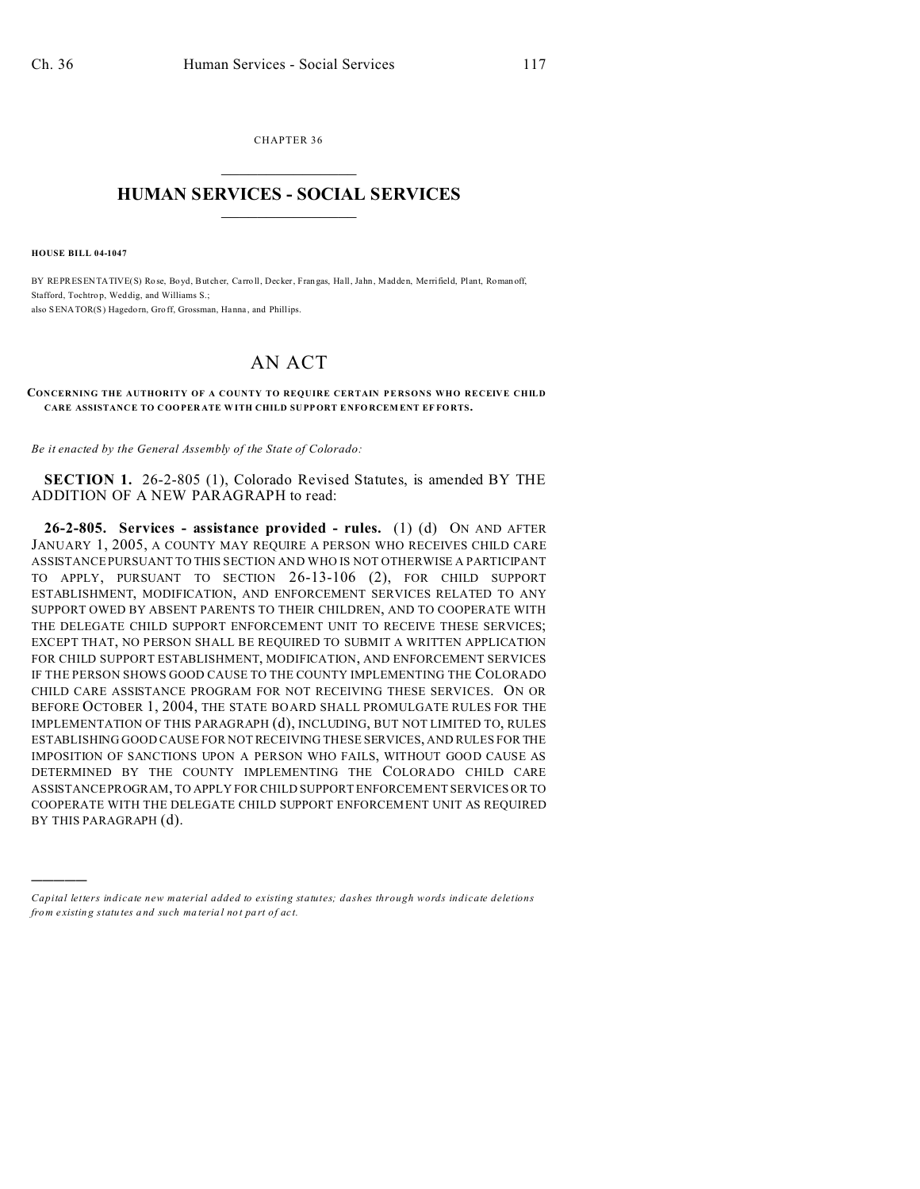CHAPTER 36

# HUMAN SERVICES - SOCIAL SERVICES

**HOUSE BILL 04-1047**

BY REPRESENTATIVE(S) Rose, Boyd, Butcher, Carroll, Decker, Frangas, Hall, Jahn, Madden, Merrifield, Plant, Romanoff, Stafford, Tochtrop, Weddig, and Williams S.;
also SENATOR(S) Hagedorn, Groff, Grossman, Hanna, and Phillips.

# AN ACT

**CONCERNING THE AUTHORITY OF A COUNTY TO REQUIRE CERTAIN PERSONS WHO RECEIVE CHILD CARE ASSISTANCE TO COOPERATE WITH CHILD SUPPORT ENFORCEMENT EFFORTS.**

*Be it enacted by the General Assembly of the State of Colorado:*

**SECTION 1.** 26-2-805 (1), Colorado Revised Statutes, is amended BY THE ADDITION OF A NEW PARAGRAPH to read:

**26-2-805. Services - assistance provided - rules.** (1) (d) ON AND AFTER JANUARY 1, 2005, A COUNTY MAY REQUIRE A PERSON WHO RECEIVES CHILD CARE ASSISTANCE PURSUANT TO THIS SECTION AND WHO IS NOT OTHERWISE A PARTICIPANT TO APPLY, PURSUANT TO SECTION 26-13-106 (2), FOR CHILD SUPPORT ESTABLISHMENT, MODIFICATION, AND ENFORCEMENT SERVICES RELATED TO ANY SUPPORT OWED BY ABSENT PARENTS TO THEIR CHILDREN, AND TO COOPERATE WITH THE DELEGATE CHILD SUPPORT ENFORCEMENT UNIT TO RECEIVE THESE SERVICES; EXCEPT THAT, NO PERSON SHALL BE REQUIRED TO SUBMIT A WRITTEN APPLICATION FOR CHILD SUPPORT ESTABLISHMENT, MODIFICATION, AND ENFORCEMENT SERVICES IF THE PERSON SHOWS GOOD CAUSE TO THE COUNTY IMPLEMENTING THE COLORADO CHILD CARE ASSISTANCE PROGRAM FOR NOT RECEIVING THESE SERVICES. ON OR BEFORE OCTOBER 1, 2004, THE STATE BOARD SHALL PROMULGATE RULES FOR THE IMPLEMENTATION OF THIS PARAGRAPH (d), INCLUDING, BUT NOT LIMITED TO, RULES ESTABLISHING GOOD CAUSE FOR NOT RECEIVING THESE SERVICES, AND RULES FOR THE IMPOSITION OF SANCTIONS UPON A PERSON WHO FAILS, WITHOUT GOOD CAUSE AS DETERMINED BY THE COUNTY IMPLEMENTING THE COLORADO CHILD CARE ASSISTANCE PROGRAM, TO APPLY FOR CHILD SUPPORT ENFORCEMENT SERVICES OR TO COOPERATE WITH THE DELEGATE CHILD SUPPORT ENFORCEMENT UNIT AS REQUIRED BY THIS PARAGRAPH (d).

---

*Capital letters indicate new material added to existing statutes; dashes through words indicate deletions from existing statutes and such material not part of act.*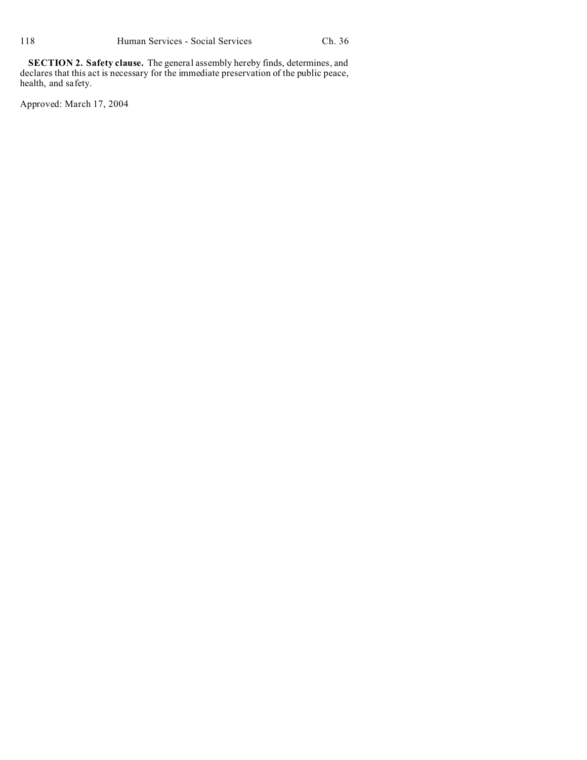**SECTION 2. Safety clause.** The general assembly hereby finds, determines, and declares that this act is necessary for the immediate preservation of the public peace, health, and safety.

Approved: March 17, 2004